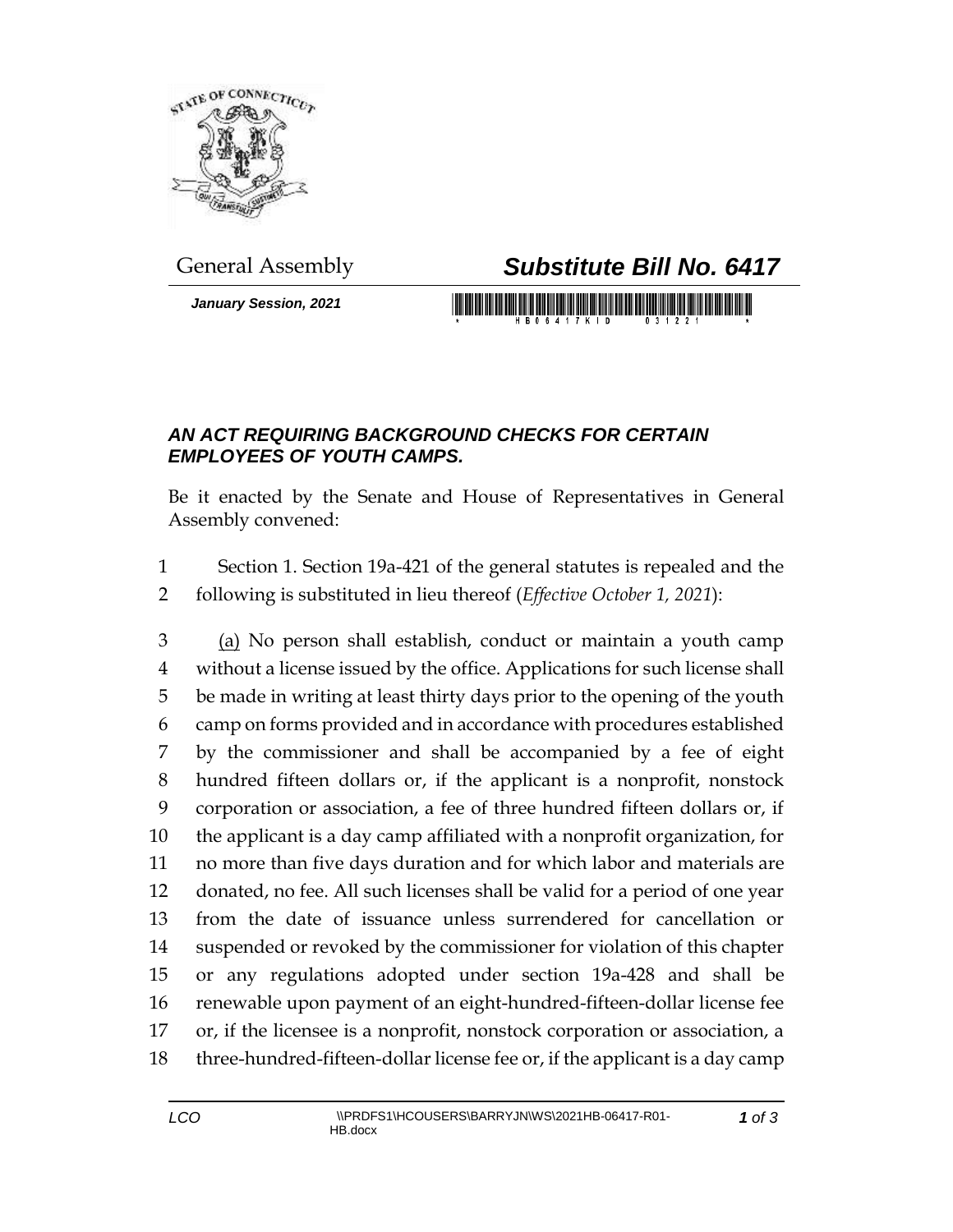General Assembly

# *Substitute Bill No. 6417*

***January Session, 2021***

## *AN ACT REQUIRING BACKGROUND CHECKS FOR CERTAIN EMPLOYEES OF YOUTH CAMPS.*

Be it enacted by the Senate and House of Representatives in General Assembly convened:

1 Section 1. Section 19a-421 of the general statutes is repealed and the
2 following is substituted in lieu thereof (*Effective October 1, 2021*):

3 (a) No person shall establish, conduct or maintain a youth camp
4 without a license issued by the office. Applications for such license shall
5 be made in writing at least thirty days prior to the opening of the youth
6 camp on forms provided and in accordance with procedures established
7 by the commissioner and shall be accompanied by a fee of eight
8 hundred fifteen dollars or, if the applicant is a nonprofit, nonstock
9 corporation or association, a fee of three hundred fifteen dollars or, if
10 the applicant is a day camp affiliated with a nonprofit organization, for
11 no more than five days duration and for which labor and materials are
12 donated, no fee. All such licenses shall be valid for a period of one year
13 from the date of issuance unless surrendered for cancellation or
14 suspended or revoked by the commissioner for violation of this chapter
15 or any regulations adopted under section 19a-428 and shall be
16 renewable upon payment of an eight-hundred-fifteen-dollar license fee
17 or, if the licensee is a nonprofit, nonstock corporation or association, a
18 three-hundred-fifteen-dollar license fee or, if the applicant is a day camp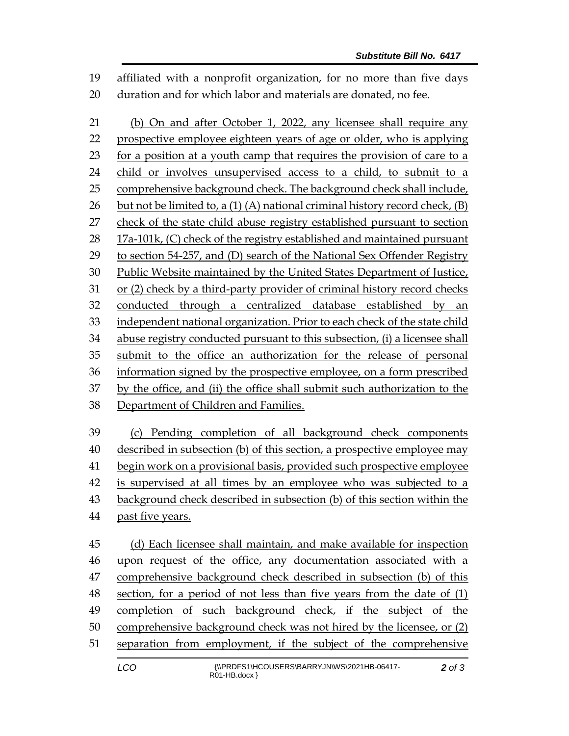affiliated with a nonprofit organization, for no more than five days duration and for which labor and materials are donated, no fee.

(b) On and after October 1, 2022, any licensee shall require any prospective employee eighteen years of age or older, who is applying for a position at a youth camp that requires the provision of care to a child or involves unsupervised access to a child, to submit to a comprehensive background check. The background check shall include, but not be limited to, a (1) (A) national criminal history record check, (B) check of the state child abuse registry established pursuant to section 17a-101k, (C) check of the registry established and maintained pursuant to section 54-257, and (D) search of the National Sex Offender Registry Public Website maintained by the United States Department of Justice, or (2) check by a third-party provider of criminal history record checks conducted through a centralized database established by an independent national organization. Prior to each check of the state child abuse registry conducted pursuant to this subsection, (i) a licensee shall submit to the office an authorization for the release of personal information signed by the prospective employee, on a form prescribed by the office, and (ii) the office shall submit such authorization to the Department of Children and Families.

(c) Pending completion of all background check components described in subsection (b) of this section, a prospective employee may begin work on a provisional basis, provided such prospective employee is supervised at all times by an employee who was subjected to a background check described in subsection (b) of this section within the past five years.

(d) Each licensee shall maintain, and make available for inspection upon request of the office, any documentation associated with a comprehensive background check described in subsection (b) of this section, for a period of not less than five years from the date of (1) completion of such background check, if the subject of the comprehensive background check was not hired by the licensee, or (2) separation from employment, if the subject of the comprehensive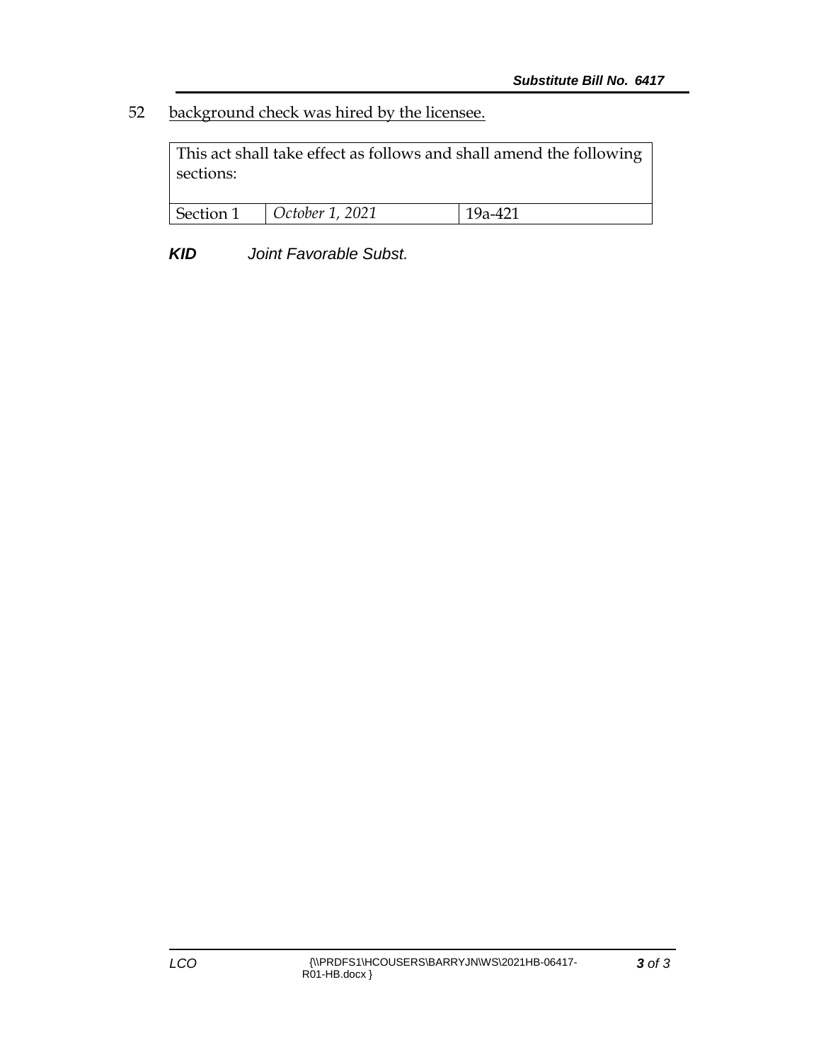52 background check was hired by the licensee.

| This act shall take effect as follows and shall amend the following sections: | | |
|---|---|---|
| Section 1 | *October 1, 2021* | 19a-421 |

***KID*** *Joint Favorable Subst.*